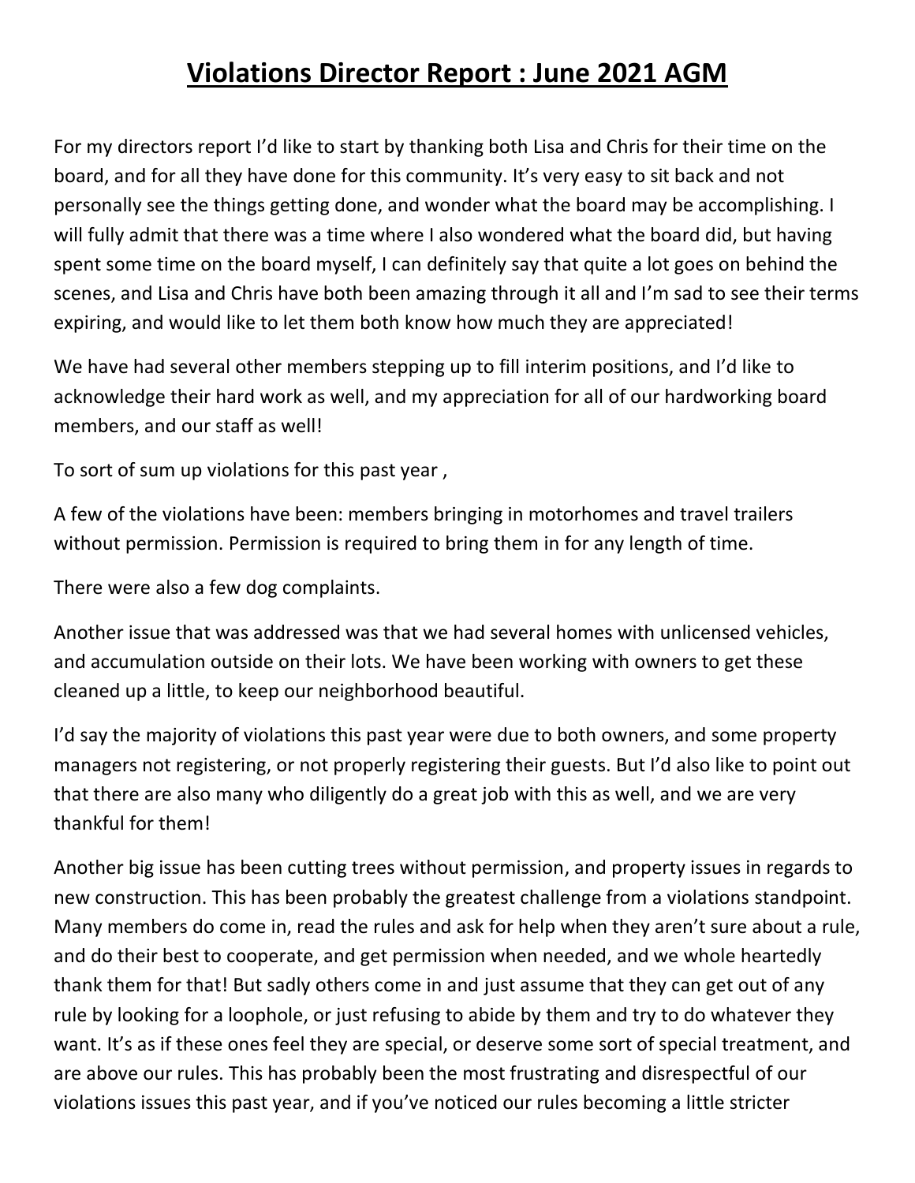# Violations Director Report : June 2021 AGM

For my directors report I'd like to start by thanking both Lisa and Chris for their time on the board, and for all they have done for this community. It's very easy to sit back and not personally see the things getting done, and wonder what the board may be accomplishing. I will fully admit that there was a time where I also wondered what the board did, but having spent some time on the board myself, I can definitely say that quite a lot goes on behind the scenes, and Lisa and Chris have both been amazing through it all and I'm sad to see their terms expiring, and would like to let them both know how much they are appreciated!

We have had several other members stepping up to fill interim positions, and I'd like to acknowledge their hard work as well, and my appreciation for all of our hardworking board members, and our staff as well!

To sort of sum up violations for this past year ,

A few of the violations have been: members bringing in motorhomes and travel trailers without permission. Permission is required to bring them in for any length of time.

There were also a few dog complaints.

Another issue that was addressed was that we had several homes with unlicensed vehicles, and accumulation outside on their lots. We have been working with owners to get these cleaned up a little, to keep our neighborhood beautiful.

I'd say the majority of violations this past year were due to both owners, and some property managers not registering, or not properly registering their guests. But I'd also like to point out that there are also many who diligently do a great job with this as well, and we are very thankful for them!

Another big issue has been cutting trees without permission, and property issues in regards to new construction. This has been probably the greatest challenge from a violations standpoint. Many members do come in, read the rules and ask for help when they aren't sure about a rule, and do their best to cooperate, and get permission when needed, and we whole heartedly thank them for that! But sadly others come in and just assume that they can get out of any rule by looking for a loophole, or just refusing to abide by them and try to do whatever they want. It's as if these ones feel they are special, or deserve some sort of special treatment, and are above our rules. This has probably been the most frustrating and disrespectful of our violations issues this past year, and if you've noticed our rules becoming a little stricter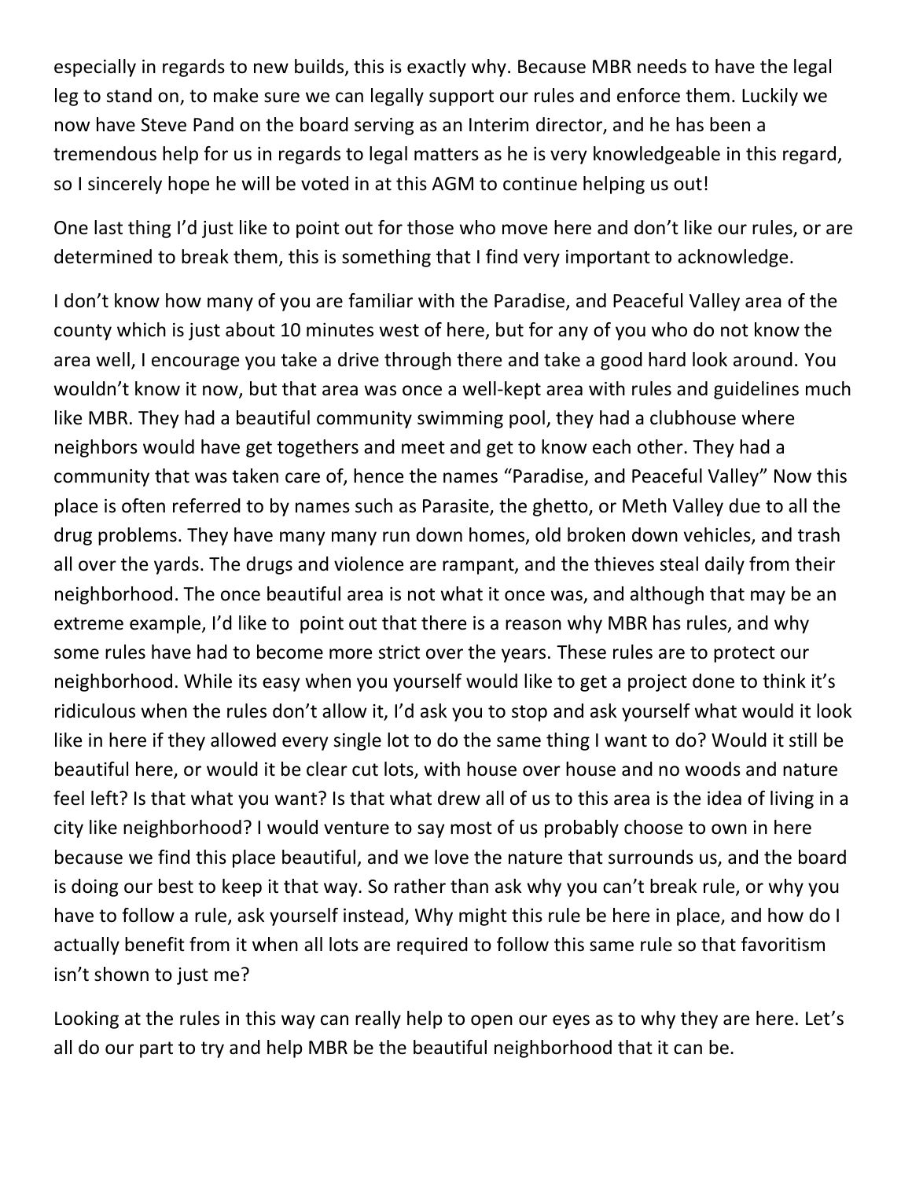especially in regards to new builds, this is exactly why. Because MBR needs to have the legal leg to stand on, to make sure we can legally support our rules and enforce them. Luckily we now have Steve Pand on the board serving as an Interim director, and he has been a tremendous help for us in regards to legal matters as he is very knowledgeable in this regard, so I sincerely hope he will be voted in at this AGM to continue helping us out!

One last thing I'd just like to point out for those who move here and don't like our rules, or are determined to break them, this is something that I find very important to acknowledge.

I don't know how many of you are familiar with the Paradise, and Peaceful Valley area of the county which is just about 10 minutes west of here, but for any of you who do not know the area well, I encourage you take a drive through there and take a good hard look around. You wouldn't know it now, but that area was once a well-kept area with rules and guidelines much like MBR. They had a beautiful community swimming pool, they had a clubhouse where neighbors would have get togethers and meet and get to know each other. They had a community that was taken care of, hence the names "Paradise, and Peaceful Valley" Now this place is often referred to by names such as Parasite, the ghetto, or Meth Valley due to all the drug problems. They have many many run down homes, old broken down vehicles, and trash all over the yards. The drugs and violence are rampant, and the thieves steal daily from their neighborhood. The once beautiful area is not what it once was, and although that may be an extreme example, I'd like to point out that there is a reason why MBR has rules, and why some rules have had to become more strict over the years. These rules are to protect our neighborhood. While its easy when you yourself would like to get a project done to think it's ridiculous when the rules don't allow it, I'd ask you to stop and ask yourself what would it look like in here if they allowed every single lot to do the same thing I want to do? Would it still be beautiful here, or would it be clear cut lots, with house over house and no woods and nature feel left? Is that what you want? Is that what drew all of us to this area is the idea of living in a city like neighborhood? I would venture to say most of us probably choose to own in here because we find this place beautiful, and we love the nature that surrounds us, and the board is doing our best to keep it that way. So rather than ask why you can't break rule, or why you have to follow a rule, ask yourself instead, Why might this rule be here in place, and how do I actually benefit from it when all lots are required to follow this same rule so that favoritism isn't shown to just me?

Looking at the rules in this way can really help to open our eyes as to why they are here. Let's all do our part to try and help MBR be the beautiful neighborhood that it can be.